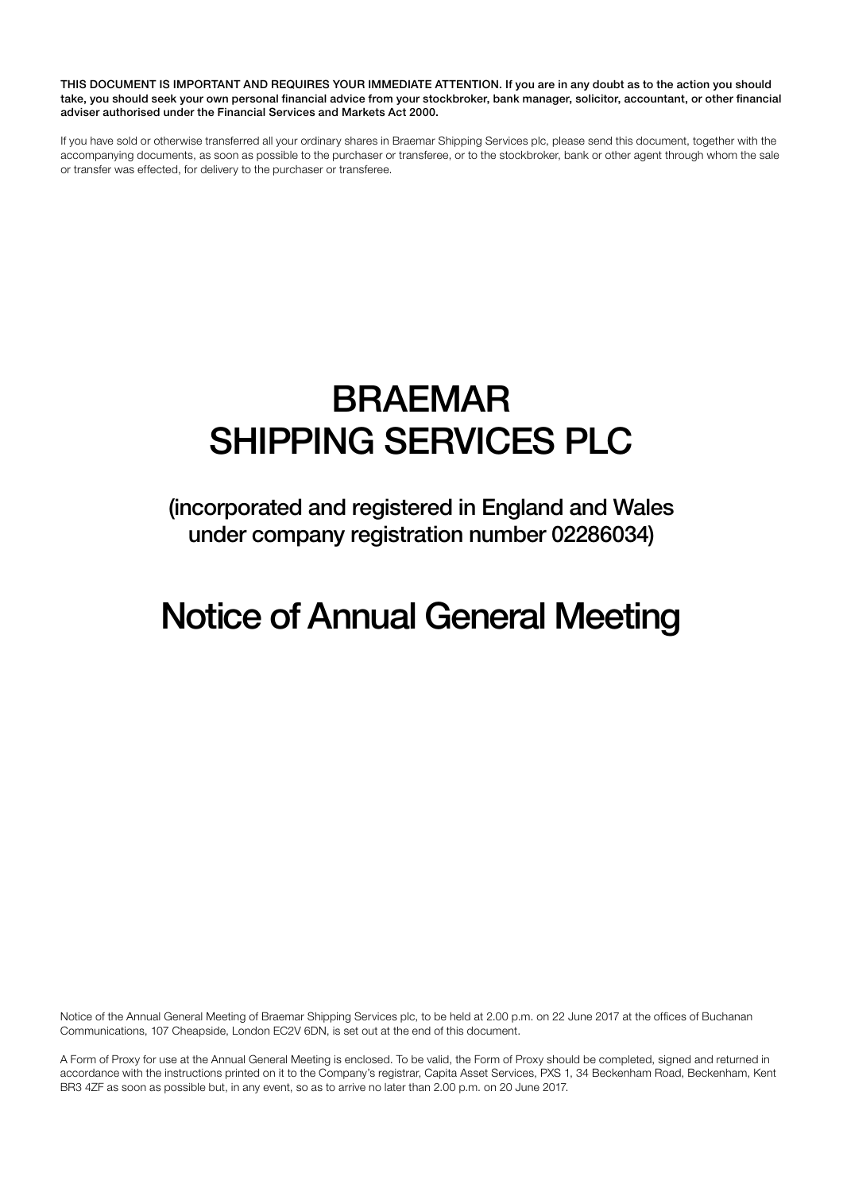**THIS DOCUMENT IS IMPORTANT AND REQUIRES YOUR IMMEDIATE ATTENTION. If you are in any doubt as to the action you should take, you should seek your own personal financial advice from your stockbroker, bank manager, solicitor, accountant, or other financial adviser authorised under the Financial Services and Markets Act 2000.**

If you have sold or otherwise transferred all your ordinary shares in Braemar Shipping Services plc, please send this document, together with the accompanying documents, as soon as possible to the purchaser or transferee, or to the stockbroker, bank or other agent through whom the sale or transfer was effected, for delivery to the purchaser or transferee.

# BRAEMAR SHIPPING SERVICES PLC

## (incorporated and registered in England and Wales under company registration number 02286034)

# Notice of Annual General Meeting

Notice of the Annual General Meeting of Braemar Shipping Services plc, to be held at 2.00 p.m. on 22 June 2017 at the offices of Buchanan Communications, 107 Cheapside, London EC2V 6DN, is set out at the end of this document.

A Form of Proxy for use at the Annual General Meeting is enclosed. To be valid, the Form of Proxy should be completed, signed and returned in accordance with the instructions printed on it to the Company's registrar, Capita Asset Services, PXS 1, 34 Beckenham Road, Beckenham, Kent BR3 4ZF as soon as possible but, in any event, so as to arrive no later than 2.00 p.m. on 20 June 2017.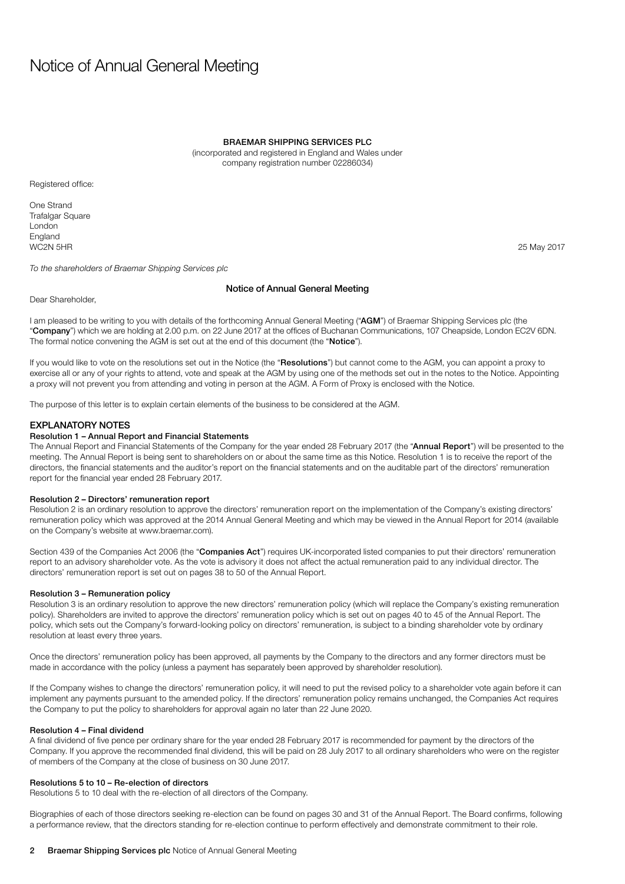# Notice of Annual General Meeting

**BRAEMAR SHIPPING SERVICES PLC**
(incorporated and registered in England and Wales under company registration number 02286034)

Registered office:

One Strand
Trafalgar Square
London
England
WC2N 5HR

25 May 2017

*To the shareholders of Braemar Shipping Services plc*

## Notice of Annual General Meeting

Dear Shareholder,

I am pleased to be writing to you with details of the forthcoming Annual General Meeting ("**AGM**") of Braemar Shipping Services plc (the "**Company**") which we are holding at 2.00 p.m. on 22 June 2017 at the offices of Buchanan Communications, 107 Cheapside, London EC2V 6DN. The formal notice convening the AGM is set out at the end of this document (the "**Notice**").

If you would like to vote on the resolutions set out in the Notice (the "**Resolutions**") but cannot come to the AGM, you can appoint a proxy to exercise all or any of your rights to attend, vote and speak at the AGM by using one of the methods set out in the notes to the Notice. Appointing a proxy will not prevent you from attending and voting in person at the AGM. A Form of Proxy is enclosed with the Notice.

The purpose of this letter is to explain certain elements of the business to be considered at the AGM.

## EXPLANATORY NOTES

### Resolution 1 – Annual Report and Financial Statements

The Annual Report and Financial Statements of the Company for the year ended 28 February 2017 (the "**Annual Report**") will be presented to the meeting. The Annual Report is being sent to shareholders on or about the same time as this Notice. Resolution 1 is to receive the report of the directors, the financial statements and the auditor's report on the financial statements and on the auditable part of the directors' remuneration report for the financial year ended 28 February 2017.

### Resolution 2 – Directors' remuneration report

Resolution 2 is an ordinary resolution to approve the directors' remuneration report on the implementation of the Company's existing directors' remuneration policy which was approved at the 2014 Annual General Meeting and which may be viewed in the Annual Report for 2014 (available on the Company's website at www.braemar.com).

Section 439 of the Companies Act 2006 (the "**Companies Act**") requires UK-incorporated listed companies to put their directors' remuneration report to an advisory shareholder vote. As the vote is advisory it does not affect the actual remuneration paid to any individual director. The directors' remuneration report is set out on pages 38 to 50 of the Annual Report.

### Resolution 3 – Remuneration policy

Resolution 3 is an ordinary resolution to approve the new directors' remuneration policy (which will replace the Company's existing remuneration policy). Shareholders are invited to approve the directors' remuneration policy which is set out on pages 40 to 45 of the Annual Report. The policy, which sets out the Company's forward-looking policy on directors' remuneration, is subject to a binding shareholder vote by ordinary resolution at least every three years.

Once the directors' remuneration policy has been approved, all payments by the Company to the directors and any former directors must be made in accordance with the policy (unless a payment has separately been approved by shareholder resolution).

If the Company wishes to change the directors' remuneration policy, it will need to put the revised policy to a shareholder vote again before it can implement any payments pursuant to the amended policy. If the directors' remuneration policy remains unchanged, the Companies Act requires the Company to put the policy to shareholders for approval again no later than 22 June 2020.

### Resolution 4 – Final dividend

A final dividend of five pence per ordinary share for the year ended 28 February 2017 is recommended for payment by the directors of the Company. If you approve the recommended final dividend, this will be paid on 28 July 2017 to all ordinary shareholders who were on the register of members of the Company at the close of business on 30 June 2017.

### Resolutions 5 to 10 – Re-election of directors

Resolutions 5 to 10 deal with the re-election of all directors of the Company.

Biographies of each of those directors seeking re-election can be found on pages 30 and 31 of the Annual Report. The Board confirms, following a performance review, that the directors standing for re-election continue to perform effectively and demonstrate commitment to their role.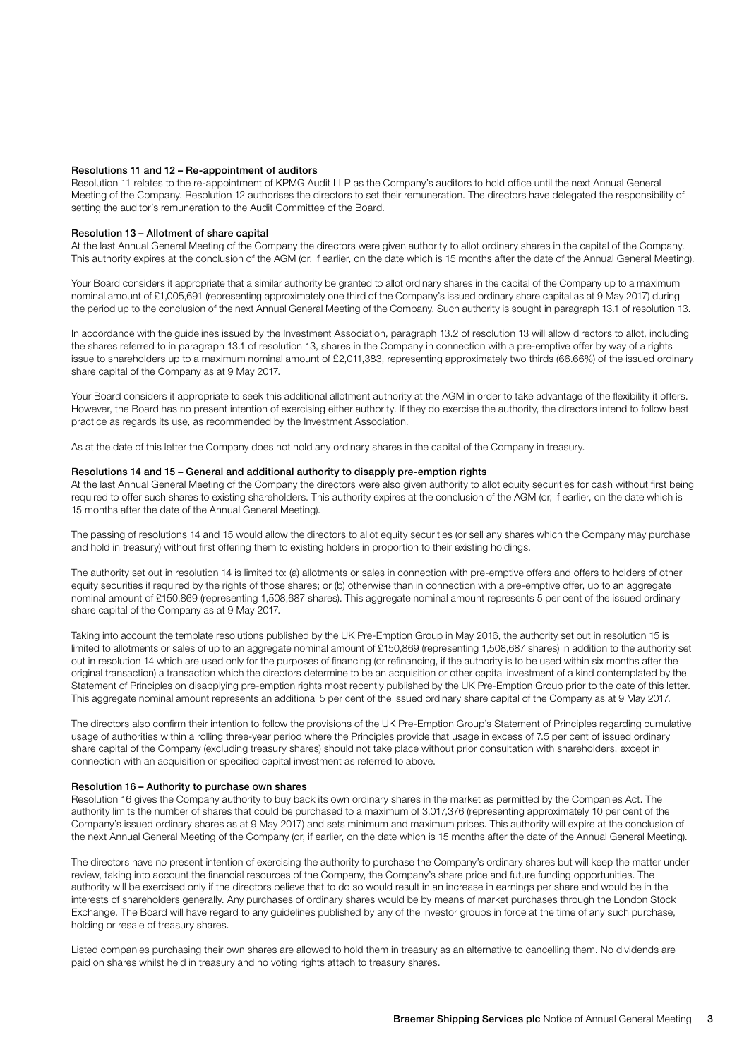**Resolutions 11 and 12 – Re-appointment of auditors**

Resolution 11 relates to the re-appointment of KPMG Audit LLP as the Company's auditors to hold office until the next Annual General Meeting of the Company. Resolution 12 authorises the directors to set their remuneration. The directors have delegated the responsibility of setting the auditor's remuneration to the Audit Committee of the Board.

**Resolution 13 – Allotment of share capital**

At the last Annual General Meeting of the Company the directors were given authority to allot ordinary shares in the capital of the Company. This authority expires at the conclusion of the AGM (or, if earlier, on the date which is 15 months after the date of the Annual General Meeting).

Your Board considers it appropriate that a similar authority be granted to allot ordinary shares in the capital of the Company up to a maximum nominal amount of £1,005,691 (representing approximately one third of the Company's issued ordinary share capital as at 9 May 2017) during the period up to the conclusion of the next Annual General Meeting of the Company. Such authority is sought in paragraph 13.1 of resolution 13.

In accordance with the guidelines issued by the Investment Association, paragraph 13.2 of resolution 13 will allow directors to allot, including the shares referred to in paragraph 13.1 of resolution 13, shares in the Company in connection with a pre-emptive offer by way of a rights issue to shareholders up to a maximum nominal amount of £2,011,383, representing approximately two thirds (66.66%) of the issued ordinary share capital of the Company as at 9 May 2017.

Your Board considers it appropriate to seek this additional allotment authority at the AGM in order to take advantage of the flexibility it offers. However, the Board has no present intention of exercising either authority. If they do exercise the authority, the directors intend to follow best practice as regards its use, as recommended by the Investment Association.

As at the date of this letter the Company does not hold any ordinary shares in the capital of the Company in treasury.

**Resolutions 14 and 15 – General and additional authority to disapply pre-emption rights**

At the last Annual General Meeting of the Company the directors were also given authority to allot equity securities for cash without first being required to offer such shares to existing shareholders. This authority expires at the conclusion of the AGM (or, if earlier, on the date which is 15 months after the date of the Annual General Meeting).

The passing of resolutions 14 and 15 would allow the directors to allot equity securities (or sell any shares which the Company may purchase and hold in treasury) without first offering them to existing holders in proportion to their existing holdings.

The authority set out in resolution 14 is limited to: (a) allotments or sales in connection with pre-emptive offers and offers to holders of other equity securities if required by the rights of those shares; or (b) otherwise than in connection with a pre-emptive offer, up to an aggregate nominal amount of £150,869 (representing 1,508,687 shares). This aggregate nominal amount represents 5 per cent of the issued ordinary share capital of the Company as at 9 May 2017.

Taking into account the template resolutions published by the UK Pre-Emption Group in May 2016, the authority set out in resolution 15 is limited to allotments or sales of up to an aggregate nominal amount of £150,869 (representing 1,508,687 shares) in addition to the authority set out in resolution 14 which are used only for the purposes of financing (or refinancing, if the authority is to be used within six months after the original transaction) a transaction which the directors determine to be an acquisition or other capital investment of a kind contemplated by the Statement of Principles on disapplying pre-emption rights most recently published by the UK Pre-Emption Group prior to the date of this letter. This aggregate nominal amount represents an additional 5 per cent of the issued ordinary share capital of the Company as at 9 May 2017.

The directors also confirm their intention to follow the provisions of the UK Pre-Emption Group's Statement of Principles regarding cumulative usage of authorities within a rolling three-year period where the Principles provide that usage in excess of 7.5 per cent of issued ordinary share capital of the Company (excluding treasury shares) should not take place without prior consultation with shareholders, except in connection with an acquisition or specified capital investment as referred to above.

**Resolution 16 – Authority to purchase own shares**

Resolution 16 gives the Company authority to buy back its own ordinary shares in the market as permitted by the Companies Act. The authority limits the number of shares that could be purchased to a maximum of 3,017,376 (representing approximately 10 per cent of the Company's issued ordinary shares as at 9 May 2017) and sets minimum and maximum prices. This authority will expire at the conclusion of the next Annual General Meeting of the Company (or, if earlier, on the date which is 15 months after the date of the Annual General Meeting).

The directors have no present intention of exercising the authority to purchase the Company's ordinary shares but will keep the matter under review, taking into account the financial resources of the Company, the Company's share price and future funding opportunities. The authority will be exercised only if the directors believe that to do so would result in an increase in earnings per share and would be in the interests of shareholders generally. Any purchases of ordinary shares would be by means of market purchases through the London Stock Exchange. The Board will have regard to any guidelines published by any of the investor groups in force at the time of any such purchase, holding or resale of treasury shares.

Listed companies purchasing their own shares are allowed to hold them in treasury as an alternative to cancelling them. No dividends are paid on shares whilst held in treasury and no voting rights attach to treasury shares.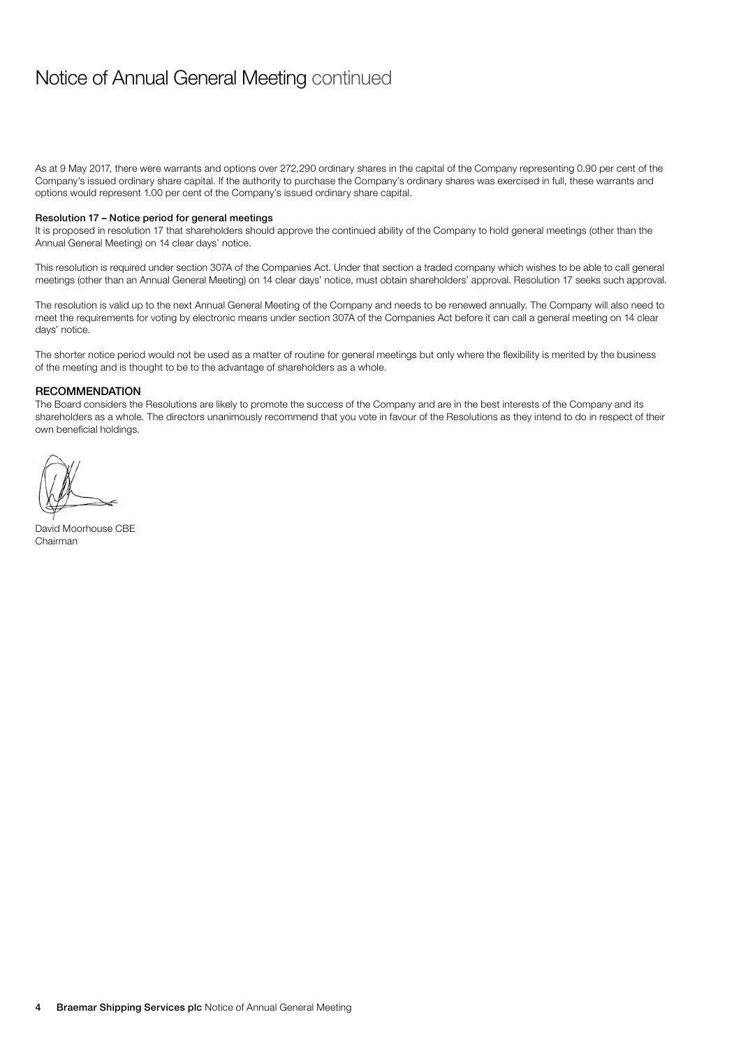# Notice of Annual General Meeting continued

As at 9 May 2017, there were warrants and options over 272,290 ordinary shares in the capital of the Company representing 0.90 per cent of the Company's issued ordinary share capital. If the authority to purchase the Company's ordinary shares was exercised in full, these warrants and options would represent 1.00 per cent of the Company's issued ordinary share capital.

**Resolution 17 – Notice period for general meetings**

It is proposed in resolution 17 that shareholders should approve the continued ability of the Company to hold general meetings (other than the Annual General Meeting) on 14 clear days' notice.

This resolution is required under section 307A of the Companies Act. Under that section a traded company which wishes to be able to call general meetings (other than an Annual General Meeting) on 14 clear days' notice, must obtain shareholders' approval. Resolution 17 seeks such approval.

The resolution is valid up to the next Annual General Meeting of the Company and needs to be renewed annually. The Company will also need to meet the requirements for voting by electronic means under section 307A of the Companies Act before it can call a general meeting on 14 clear days' notice.

The shorter notice period would not be used as a matter of routine for general meetings but only where the flexibility is merited by the business of the meeting and is thought to be to the advantage of shareholders as a whole.

## RECOMMENDATION

The Board considers the Resolutions are likely to promote the success of the Company and are in the best interests of the Company and its shareholders as a whole. The directors unanimously recommend that you vote in favour of the Resolutions as they intend to do in respect of their own beneficial holdings.

David Moorhouse CBE
Chairman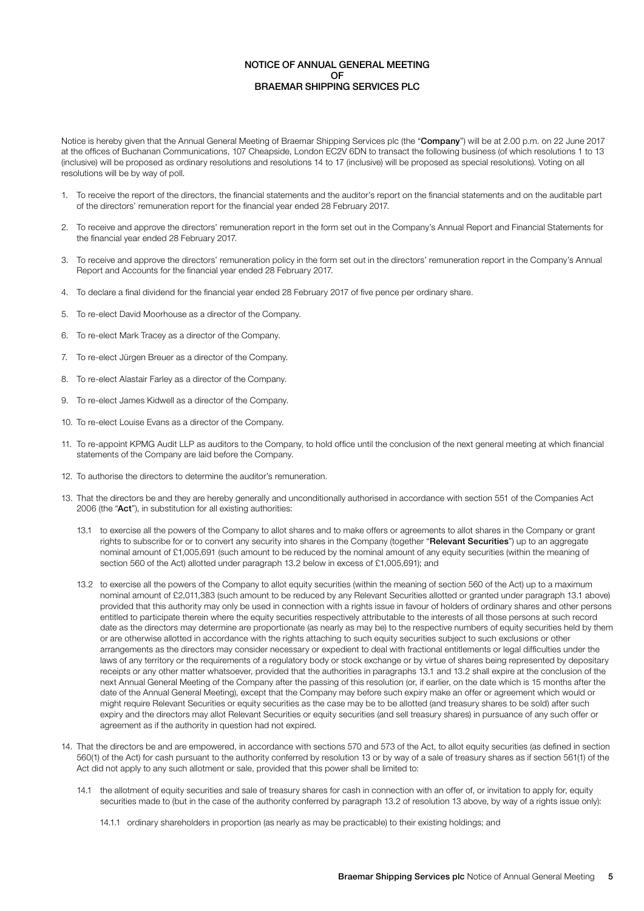# NOTICE OF ANNUAL GENERAL MEETING OF BRAEMAR SHIPPING SERVICES PLC

Notice is hereby given that the Annual General Meeting of Braemar Shipping Services plc (the "**Company**") will be at 2.00 p.m. on 22 June 2017 at the offices of Buchanan Communications, 107 Cheapside, London EC2V 6DN to transact the following business (of which resolutions 1 to 13 (inclusive) will be proposed as ordinary resolutions and resolutions 14 to 17 (inclusive) will be proposed as special resolutions). Voting on all resolutions will be by way of poll.

1. To receive the report of the directors, the financial statements and the auditor's report on the financial statements and on the auditable part of the directors' remuneration report for the financial year ended 28 February 2017.

2. To receive and approve the directors' remuneration report in the form set out in the Company's Annual Report and Financial Statements for the financial year ended 28 February 2017.

3. To receive and approve the directors' remuneration policy in the form set out in the directors' remuneration report in the Company's Annual Report and Accounts for the financial year ended 28 February 2017.

4. To declare a final dividend for the financial year ended 28 February 2017 of five pence per ordinary share.

5. To re-elect David Moorhouse as a director of the Company.

6. To re-elect Mark Tracey as a director of the Company.

7. To re-elect Jürgen Breuer as a director of the Company.

8. To re-elect Alastair Farley as a director of the Company.

9. To re-elect James Kidwell as a director of the Company.

10. To re-elect Louise Evans as a director of the Company.

11. To re-appoint KPMG Audit LLP as auditors to the Company, to hold office until the conclusion of the next general meeting at which financial statements of the Company are laid before the Company.

12. To authorise the directors to determine the auditor's remuneration.

13. That the directors be and they are hereby generally and unconditionally authorised in accordance with section 551 of the Companies Act 2006 (the "**Act**"), in substitution for all existing authorities:

    13.1 to exercise all the powers of the Company to allot shares and to make offers or agreements to allot shares in the Company or grant rights to subscribe for or to convert any security into shares in the Company (together "**Relevant Securities**") up to an aggregate nominal amount of £1,005,691 (such amount to be reduced by the nominal amount of any equity securities (within the meaning of section 560 of the Act) allotted under paragraph 13.2 below in excess of £1,005,691); and

    13.2 to exercise all the powers of the Company to allot equity securities (within the meaning of section 560 of the Act) up to a maximum nominal amount of £2,011,383 (such amount to be reduced by any Relevant Securities allotted or granted under paragraph 13.1 above) provided that this authority may only be used in connection with a rights issue in favour of holders of ordinary shares and other persons entitled to participate therein where the equity securities respectively attributable to the interests of all those persons at such record date as the directors may determine are proportionate (as nearly as may be) to the respective numbers of equity securities held by them or are otherwise allotted in accordance with the rights attaching to such equity securities subject to such exclusions or other arrangements as the directors may consider necessary or expedient to deal with fractional entitlements or legal difficulties under the laws of any territory or the requirements of a regulatory body or stock exchange or by virtue of shares being represented by depositary receipts or any other matter whatsoever, provided that the authorities in paragraphs 13.1 and 13.2 shall expire at the conclusion of the next Annual General Meeting of the Company after the passing of this resolution (or, if earlier, on the date which is 15 months after the date of the Annual General Meeting), except that the Company may before such expiry make an offer or agreement which would or might require Relevant Securities or equity securities as the case may be to be allotted (and treasury shares to be sold) after such expiry and the directors may allot Relevant Securities or equity securities (and sell treasury shares) in pursuance of any such offer or agreement as if the authority in question had not expired.

14. That the directors be and are empowered, in accordance with sections 570 and 573 of the Act, to allot equity securities (as defined in section 560(1) of the Act) for cash pursuant to the authority conferred by resolution 13 or by way of a sale of treasury shares as if section 561(1) of the Act did not apply to any such allotment or sale, provided that this power shall be limited to:

    14.1 the allotment of equity securities and sale of treasury shares for cash in connection with an offer of, or invitation to apply for, equity securities made to (but in the case of the authority conferred by paragraph 13.2 of resolution 13 above, by way of a rights issue only):

        14.1.1 ordinary shareholders in proportion (as nearly as may be practicable) to their existing holdings; and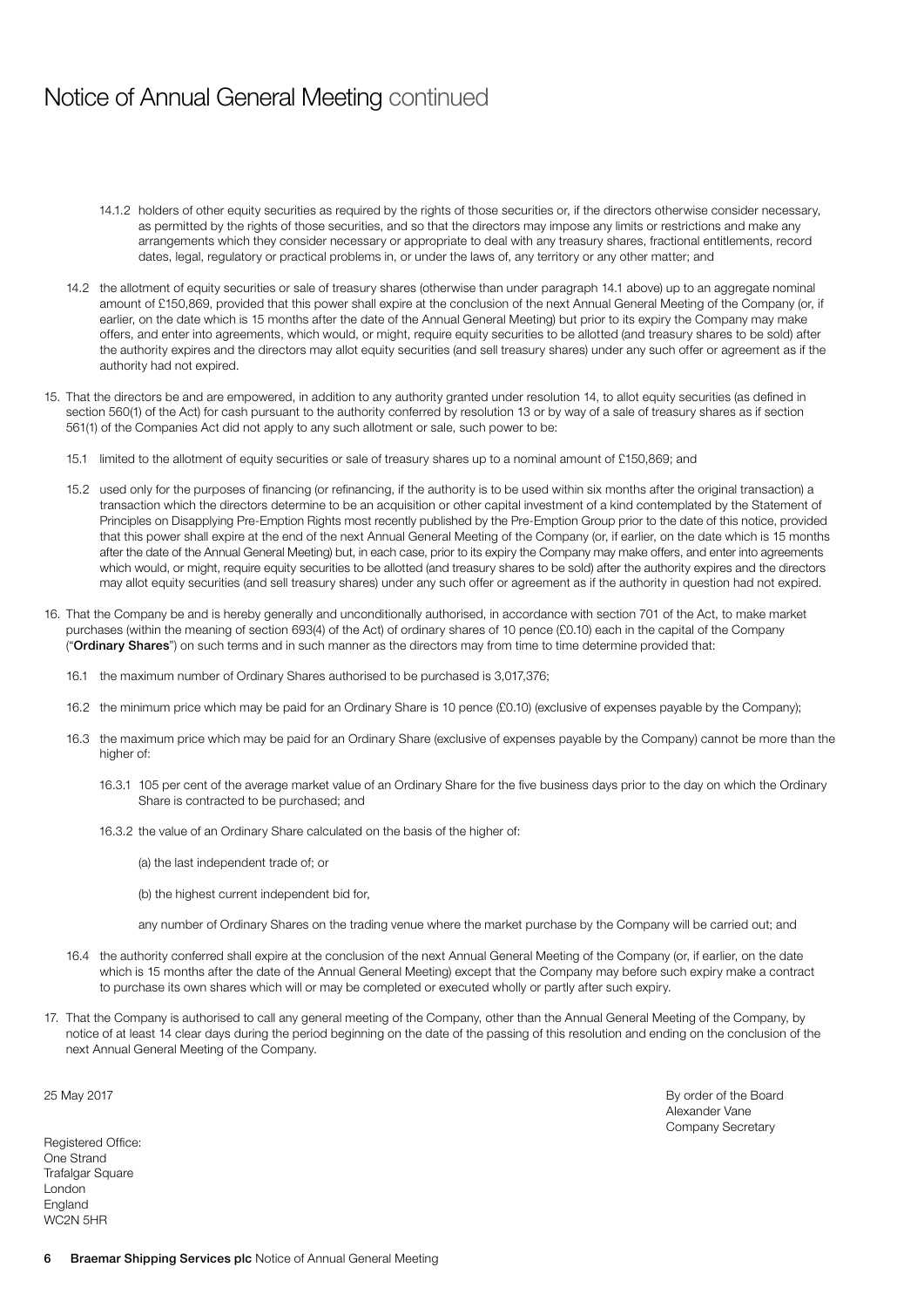# Notice of Annual General Meeting continued

14.1.2 holders of other equity securities as required by the rights of those securities or, if the directors otherwise consider necessary, as permitted by the rights of those securities, and so that the directors may impose any limits or restrictions and make any arrangements which they consider necessary or appropriate to deal with any treasury shares, fractional entitlements, record dates, legal, regulatory or practical problems in, or under the laws of, any territory or any other matter; and

14.2 the allotment of equity securities or sale of treasury shares (otherwise than under paragraph 14.1 above) up to an aggregate nominal amount of £150,869, provided that this power shall expire at the conclusion of the next Annual General Meeting of the Company (or, if earlier, on the date which is 15 months after the date of the Annual General Meeting) but prior to its expiry the Company may make offers, and enter into agreements, which would, or might, require equity securities to be allotted (and treasury shares to be sold) after the authority expires and the directors may allot equity securities (and sell treasury shares) under any such offer or agreement as if the authority had not expired.

15. That the directors be and are empowered, in addition to any authority granted under resolution 14, to allot equity securities (as defined in section 560(1) of the Act) for cash pursuant to the authority conferred by resolution 13 or by way of a sale of treasury shares as if section 561(1) of the Companies Act did not apply to any such allotment or sale, such power to be:

15.1 limited to the allotment of equity securities or sale of treasury shares up to a nominal amount of £150,869; and

15.2 used only for the purposes of financing (or refinancing, if the authority is to be used within six months after the original transaction) a transaction which the directors determine to be an acquisition or other capital investment of a kind contemplated by the Statement of Principles on Disapplying Pre-Emption Rights most recently published by the Pre-Emption Group prior to the date of this notice, provided that this power shall expire at the end of the next Annual General Meeting of the Company (or, if earlier, on the date which is 15 months after the date of the Annual General Meeting) but, in each case, prior to its expiry the Company may make offers, and enter into agreements which would, or might, require equity securities to be allotted (and treasury shares to be sold) after the authority expires and the directors may allot equity securities (and sell treasury shares) under any such offer or agreement as if the authority in question had not expired.

16. That the Company be and is hereby generally and unconditionally authorised, in accordance with section 701 of the Act, to make market purchases (within the meaning of section 693(4) of the Act) of ordinary shares of 10 pence (£0.10) each in the capital of the Company ("**Ordinary Shares**") on such terms and in such manner as the directors may from time to time determine provided that:

16.1 the maximum number of Ordinary Shares authorised to be purchased is 3,017,376;

16.2 the minimum price which may be paid for an Ordinary Share is 10 pence (£0.10) (exclusive of expenses payable by the Company);

16.3 the maximum price which may be paid for an Ordinary Share (exclusive of expenses payable by the Company) cannot be more than the higher of:

16.3.1 105 per cent of the average market value of an Ordinary Share for the five business days prior to the day on which the Ordinary Share is contracted to be purchased; and

16.3.2 the value of an Ordinary Share calculated on the basis of the higher of:

(a) the last independent trade of; or

(b) the highest current independent bid for,

any number of Ordinary Shares on the trading venue where the market purchase by the Company will be carried out; and

16.4 the authority conferred shall expire at the conclusion of the next Annual General Meeting of the Company (or, if earlier, on the date which is 15 months after the date of the Annual General Meeting) except that the Company may before such expiry make a contract to purchase its own shares which will or may be completed or executed wholly or partly after such expiry.

17. That the Company is authorised to call any general meeting of the Company, other than the Annual General Meeting of the Company, by notice of at least 14 clear days during the period beginning on the date of the passing of this resolution and ending on the conclusion of the next Annual General Meeting of the Company.

25 May 2017

By order of the Board
Alexander Vane
Company Secretary

Registered Office:
One Strand
Trafalgar Square
London
England
WC2N 5HR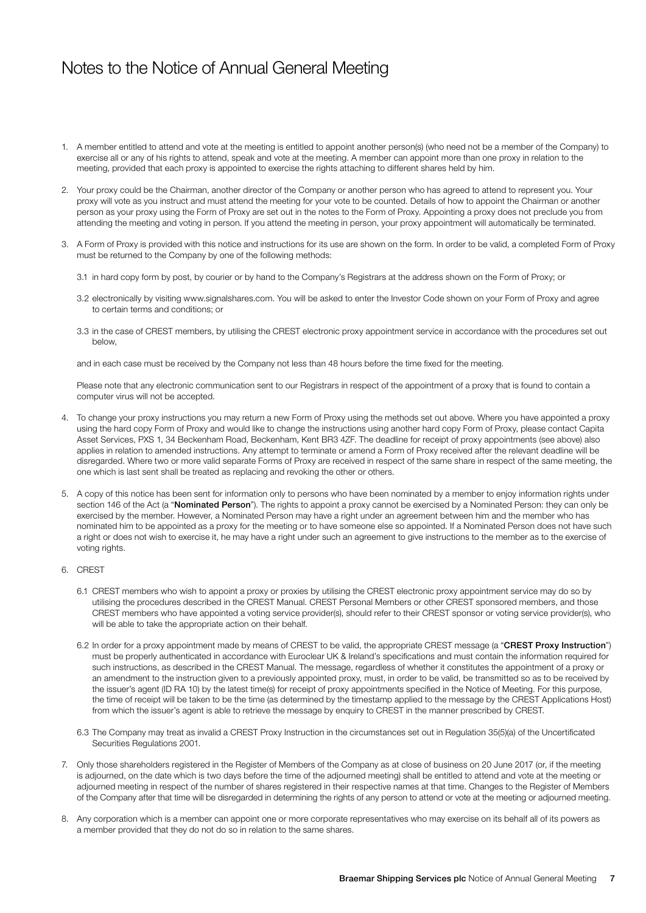# Notes to the Notice of Annual General Meeting

1. A member entitled to attend and vote at the meeting is entitled to appoint another person(s) (who need not be a member of the Company) to exercise all or any of his rights to attend, speak and vote at the meeting. A member can appoint more than one proxy in relation to the meeting, provided that each proxy is appointed to exercise the rights attaching to different shares held by him.

2. Your proxy could be the Chairman, another director of the Company or another person who has agreed to attend to represent you. Your proxy will vote as you instruct and must attend the meeting for your vote to be counted. Details of how to appoint the Chairman or another person as your proxy using the Form of Proxy are set out in the notes to the Form of Proxy. Appointing a proxy does not preclude you from attending the meeting and voting in person. If you attend the meeting in person, your proxy appointment will automatically be terminated.

3. A Form of Proxy is provided with this notice and instructions for its use are shown on the form. In order to be valid, a completed Form of Proxy must be returned to the Company by one of the following methods:

   3.1 in hard copy form by post, by courier or by hand to the Company's Registrars at the address shown on the Form of Proxy; or

   3.2 electronically by visiting www.signalshares.com. You will be asked to enter the Investor Code shown on your Form of Proxy and agree to certain terms and conditions; or

   3.3 in the case of CREST members, by utilising the CREST electronic proxy appointment service in accordance with the procedures set out below,

   and in each case must be received by the Company not less than 48 hours before the time fixed for the meeting.

   Please note that any electronic communication sent to our Registrars in respect of the appointment of a proxy that is found to contain a computer virus will not be accepted.

4. To change your proxy instructions you may return a new Form of Proxy using the methods set out above. Where you have appointed a proxy using the hard copy Form of Proxy and would like to change the instructions using another hard copy Form of Proxy, please contact Capita Asset Services, PXS 1, 34 Beckenham Road, Beckenham, Kent BR3 4ZF. The deadline for receipt of proxy appointments (see above) also applies in relation to amended instructions. Any attempt to terminate or amend a Form of Proxy received after the relevant deadline will be disregarded. Where two or more valid separate Forms of Proxy are received in respect of the same share in respect of the same meeting, the one which is last sent shall be treated as replacing and revoking the other or others.

5. A copy of this notice has been sent for information only to persons who have been nominated by a member to enjoy information rights under section 146 of the Act (a "**Nominated Person**"). The rights to appoint a proxy cannot be exercised by a Nominated Person: they can only be exercised by the member. However, a Nominated Person may have a right under an agreement between him and the member who has nominated him to be appointed as a proxy for the meeting or to have someone else so appointed. If a Nominated Person does not have such a right or does not wish to exercise it, he may have a right under such an agreement to give instructions to the member as to the exercise of voting rights.

6. CREST

   6.1 CREST members who wish to appoint a proxy or proxies by utilising the CREST electronic proxy appointment service may do so by utilising the procedures described in the CREST Manual. CREST Personal Members or other CREST sponsored members, and those CREST members who have appointed a voting service provider(s), should refer to their CREST sponsor or voting service provider(s), who will be able to take the appropriate action on their behalf.

   6.2 In order for a proxy appointment made by means of CREST to be valid, the appropriate CREST message (a "**CREST Proxy Instruction**") must be properly authenticated in accordance with Euroclear UK & Ireland's specifications and must contain the information required for such instructions, as described in the CREST Manual. The message, regardless of whether it constitutes the appointment of a proxy or an amendment to the instruction given to a previously appointed proxy, must, in order to be valid, be transmitted so as to be received by the issuer's agent (ID RA 10) by the latest time(s) for receipt of proxy appointments specified in the Notice of Meeting. For this purpose, the time of receipt will be taken to be the time (as determined by the timestamp applied to the message by the CREST Applications Host) from which the issuer's agent is able to retrieve the message by enquiry to CREST in the manner prescribed by CREST.

   6.3 The Company may treat as invalid a CREST Proxy Instruction in the circumstances set out in Regulation 35(5)(a) of the Uncertificated Securities Regulations 2001.

7. Only those shareholders registered in the Register of Members of the Company as at close of business on 20 June 2017 (or, if the meeting is adjourned, on the date which is two days before the time of the adjourned meeting) shall be entitled to attend and vote at the meeting or adjourned meeting in respect of the number of shares registered in their respective names at that time. Changes to the Register of Members of the Company after that time will be disregarded in determining the rights of any person to attend or vote at the meeting or adjourned meeting.

8. Any corporation which is a member can appoint one or more corporate representatives who may exercise on its behalf all of its powers as a member provided that they do not do so in relation to the same shares.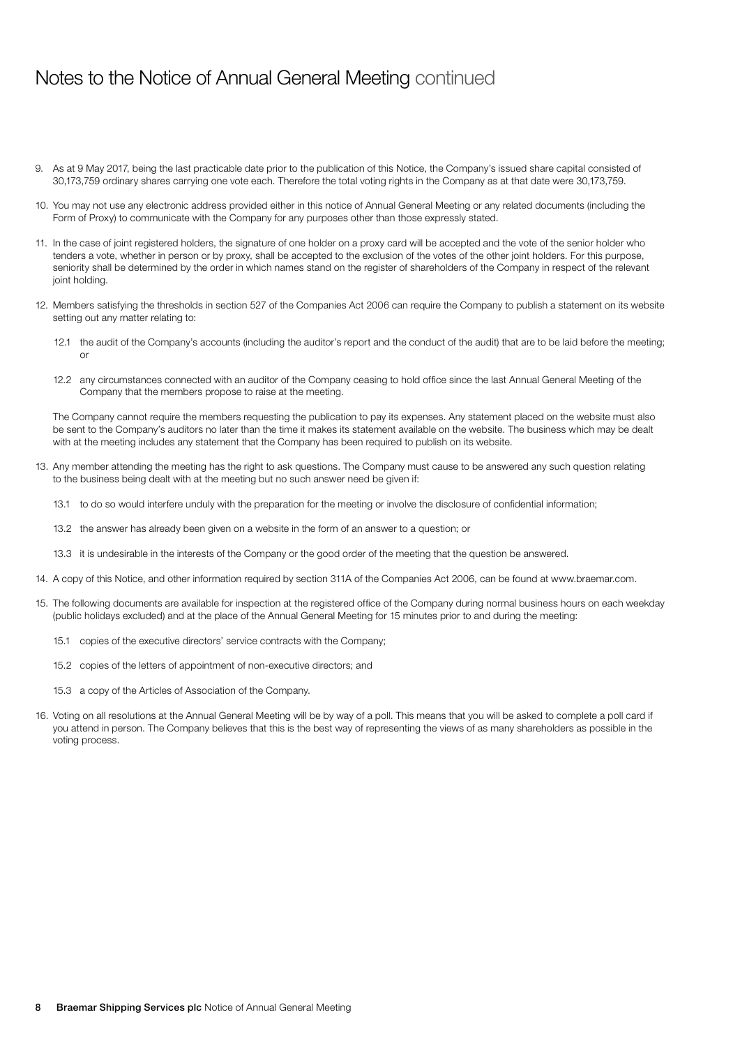# Notes to the Notice of Annual General Meeting continued

9. As at 9 May 2017, being the last practicable date prior to the publication of this Notice, the Company's issued share capital consisted of 30,173,759 ordinary shares carrying one vote each. Therefore the total voting rights in the Company as at that date were 30,173,759.

10. You may not use any electronic address provided either in this notice of Annual General Meeting or any related documents (including the Form of Proxy) to communicate with the Company for any purposes other than those expressly stated.

11. In the case of joint registered holders, the signature of one holder on a proxy card will be accepted and the vote of the senior holder who tenders a vote, whether in person or by proxy, shall be accepted to the exclusion of the votes of the other joint holders. For this purpose, seniority shall be determined by the order in which names stand on the register of shareholders of the Company in respect of the relevant joint holding.

12. Members satisfying the thresholds in section 527 of the Companies Act 2006 can require the Company to publish a statement on its website setting out any matter relating to:

    12.1 the audit of the Company's accounts (including the auditor's report and the conduct of the audit) that are to be laid before the meeting; or

    12.2 any circumstances connected with an auditor of the Company ceasing to hold office since the last Annual General Meeting of the Company that the members propose to raise at the meeting.

    The Company cannot require the members requesting the publication to pay its expenses. Any statement placed on the website must also be sent to the Company's auditors no later than the time it makes its statement available on the website. The business which may be dealt with at the meeting includes any statement that the Company has been required to publish on its website.

13. Any member attending the meeting has the right to ask questions. The Company must cause to be answered any such question relating to the business being dealt with at the meeting but no such answer need be given if:

    13.1 to do so would interfere unduly with the preparation for the meeting or involve the disclosure of confidential information;

    13.2 the answer has already been given on a website in the form of an answer to a question; or

    13.3 it is undesirable in the interests of the Company or the good order of the meeting that the question be answered.

14. A copy of this Notice, and other information required by section 311A of the Companies Act 2006, can be found at www.braemar.com.

15. The following documents are available for inspection at the registered office of the Company during normal business hours on each weekday (public holidays excluded) and at the place of the Annual General Meeting for 15 minutes prior to and during the meeting:

    15.1 copies of the executive directors' service contracts with the Company;

    15.2 copies of the letters of appointment of non-executive directors; and

    15.3 a copy of the Articles of Association of the Company.

16. Voting on all resolutions at the Annual General Meeting will be by way of a poll. This means that you will be asked to complete a poll card if you attend in person. The Company believes that this is the best way of representing the views of as many shareholders as possible in the voting process.